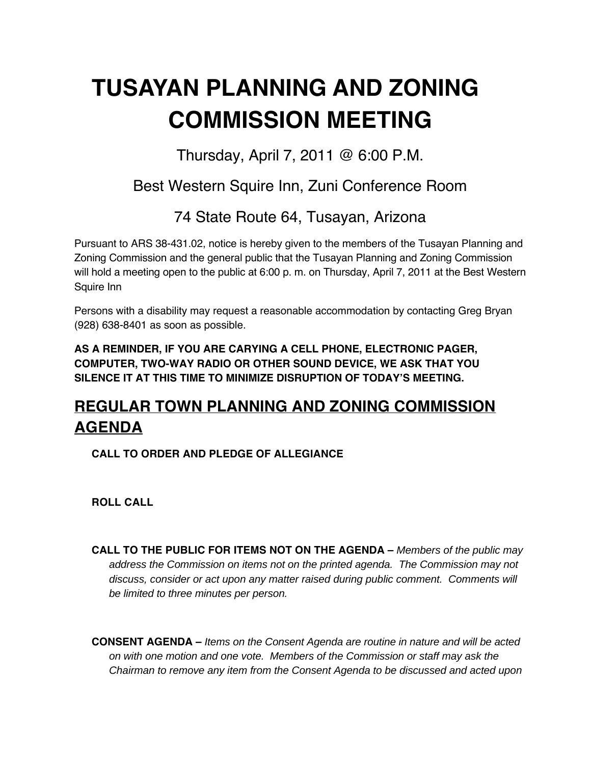# TUSAYAN PLANNING AND ZONING COMMISSION MEETING

Thursday, April 7, 2011 @ 6:00 P.M.

Best Western Squire Inn, Zuni Conference Room

74 State Route 64, Tusayan, Arizona

Pursuant to ARS 38-431.02, notice is hereby given to the members of the Tusayan Planning and Zoning Commission and the general public that the Tusayan Planning and Zoning Commission will hold a meeting open to the public at 6:00 p. m. on Thursday, April 7, 2011 at the Best Western Squire Inn

Persons with a disability may request a reasonable accommodation by contacting Greg Bryan (928) 638-8401 as soon as possible.

**AS A REMINDER, IF YOU ARE CARYING A CELL PHONE, ELECTRONIC PAGER, COMPUTER, TWO-WAY RADIO OR OTHER SOUND DEVICE, WE ASK THAT YOU SILENCE IT AT THIS TIME TO MINIMIZE DISRUPTION OF TODAY'S MEETING.**

## REGULAR TOWN PLANNING AND ZONING COMMISSION AGENDA

**CALL TO ORDER AND PLEDGE OF ALLEGIANCE**

**ROLL CALL**

**CALL TO THE PUBLIC FOR ITEMS NOT ON THE AGENDA –** *Members of the public may address the Commission on items not on the printed agenda. The Commission may not discuss, consider or act upon any matter raised during public comment. Comments will be limited to three minutes per person.*

**CONSENT AGENDA –** *Items on the Consent Agenda are routine in nature and will be acted on with one motion and one vote. Members of the Commission or staff may ask the Chairman to remove any item from the Consent Agenda to be discussed and acted upon*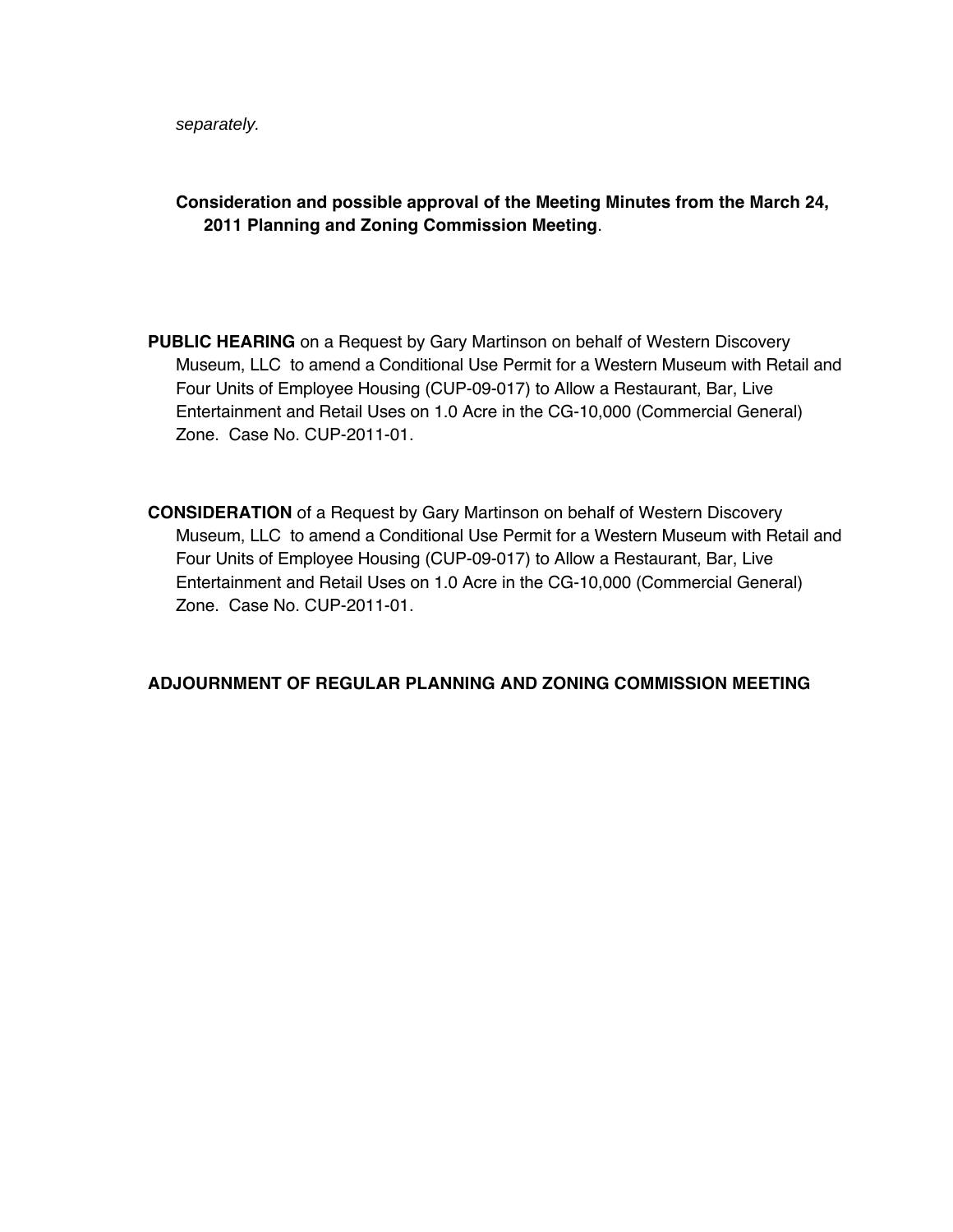*separately.*

**Consideration and possible approval of the Meeting Minutes from the March 24, 2011 Planning and Zoning Commission Meeting**.

**PUBLIC HEARING** on a Request by Gary Martinson on behalf of Western Discovery Museum, LLC to amend a Conditional Use Permit for a Western Museum with Retail and Four Units of Employee Housing (CUP-09-017) to Allow a Restaurant, Bar, Live Entertainment and Retail Uses on 1.0 Acre in the CG-10,000 (Commercial General) Zone. Case No. CUP-2011-01.

**CONSIDERATION** of a Request by Gary Martinson on behalf of Western Discovery Museum, LLC to amend a Conditional Use Permit for a Western Museum with Retail and Four Units of Employee Housing (CUP-09-017) to Allow a Restaurant, Bar, Live Entertainment and Retail Uses on 1.0 Acre in the CG-10,000 (Commercial General) Zone. Case No. CUP-2011-01.

**ADJOURNMENT OF REGULAR PLANNING AND ZONING COMMISSION MEETING**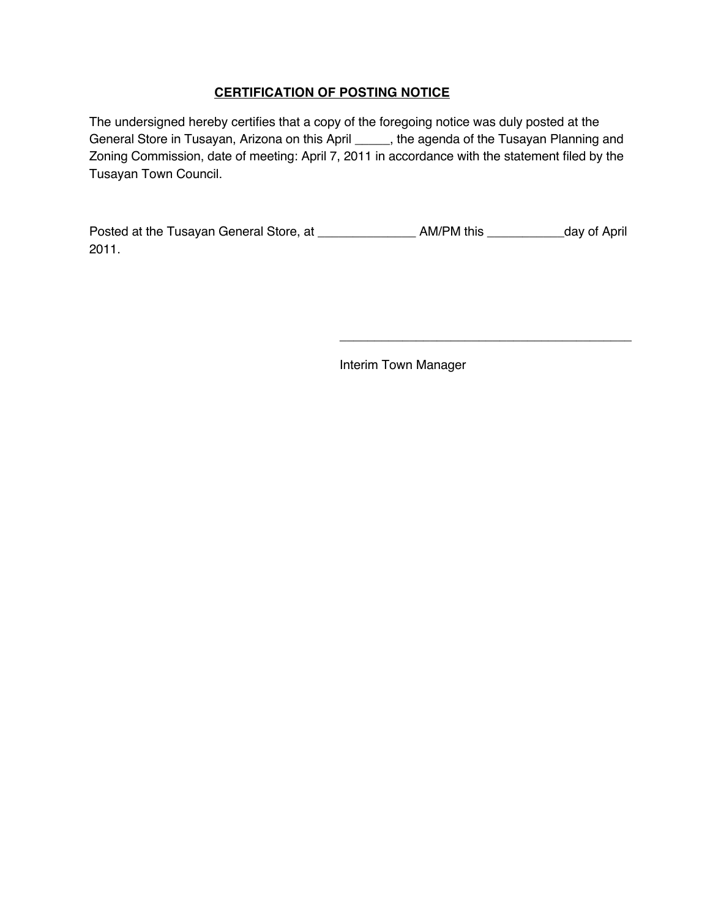## CERTIFICATION OF POSTING NOTICE

The undersigned hereby certifies that a copy of the foregoing notice was duly posted at the General Store in Tusayan, Arizona on this April _____, the agenda of the Tusayan Planning and Zoning Commission, date of meeting: April 7, 2011 in accordance with the statement filed by the Tusayan Town Council.

Posted at the Tusayan General Store, at ______________ AM/PM this ___________day of April 2011.

____________________________________________

Interim Town Manager